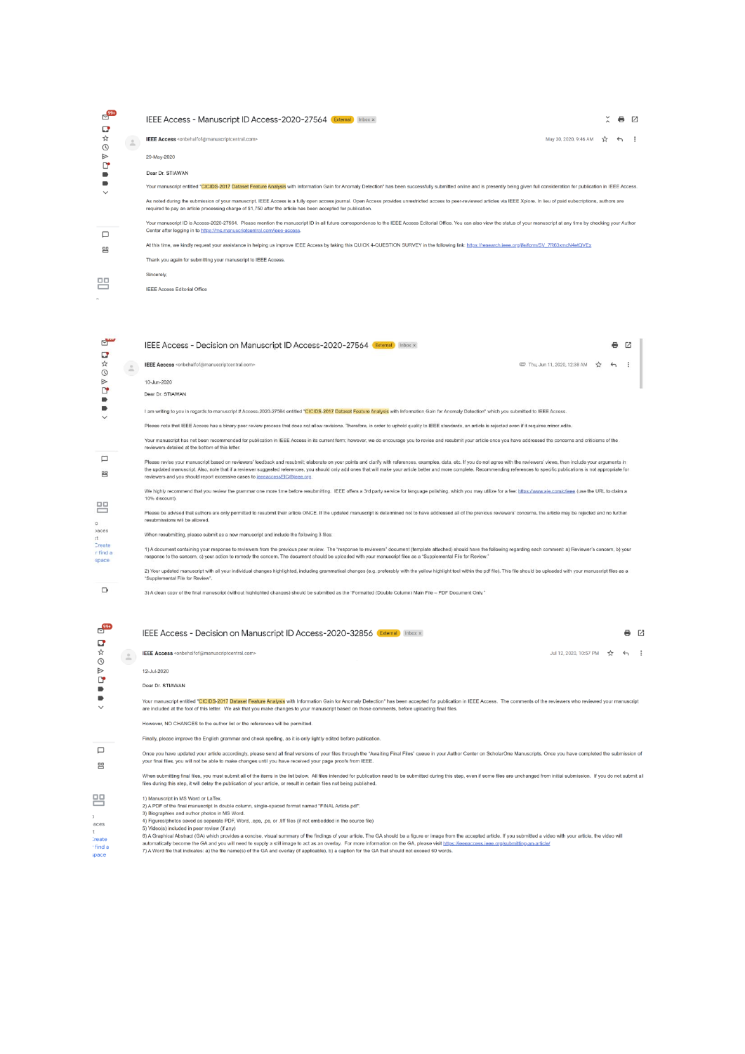## IEEE Access - Manuscript ID Access-2020-27564

**IEEE Access** <onbehalfof@manuscriptcentral.com> May 30, 2020, 9:46 AM

29-May-2020

Dear Dr. STIAWAN

Your manuscript entitled "CICIDS-2017 Dataset Feature Analysis with Information Gain for Anomaly Detection" has been successfully submitted online and is presently being given full consideration for publication in IEEE Access.

As noted during the submission of your manuscript, IEEE Access is a fully open access journal. Open Access provides unrestricted access to peer-reviewed articles via IEEE Xplore. In lieu of paid subscriptions, authors are required to pay an article processing charge of $1,750 after the article has been accepted for publication.

Your manuscript ID is Access-2020-27564. Please mention the manuscript ID in all future correspondence to the IEEE Access Editorial Office. You can also view the status of your manuscript at any time by checking your Author Center after logging in to https://mc.manuscriptcentral.com/ieee-access.

At this time, we kindly request your assistance in helping us improve IEEE Access by taking this QUICK 4-QUESTION SURVEY in the following link: https://research.ieee.org/jfe/form/SV_7R63xmcN4etQVEx

Thank you again for submitting your manuscript to IEEE Access.

Sincerely,

IEEE Access Editorial Office

## IEEE Access - Decision on Manuscript ID Access-2020-27564

**IEEE Access** <onbehalfof@manuscriptcentral.com> Thu, Jun 11, 2020, 12:38 AM

10-Jun-2020

Dear Dr. STIAWAN

I am writing to you in regards to manuscript # Access-2020-27564 entitled "CICIDS-2017 Dataset Feature Analysis with Information Gain for Anomaly Detection" which you submitted to IEEE Access.

Please note that IEEE Access has a binary peer review process that does not allow revisions. Therefore, in order to uphold quality to IEEE standards, an article is rejected even if it requires minor edits.

Your manuscript has not been recommended for publication in IEEE Access in its current form; however, we do encourage you to revise and resubmit your article once you have addressed the concerns and criticisms of the reviewers detailed at the bottom of this letter.

Please revise your manuscript based on reviewers' feedback and resubmit; elaborate on your points and clarify with references, examples, data, etc. If you do not agree with the reviewers' views, then include your arguments in the updated manuscript. Also, note that if a reviewer suggested references, you should only add ones that will make your article better and more complete. Recommending references to specific publications is not appropriate for reviewers and you should report excessive cases to ieeeaccessEIC@ieee.org.

We highly recommend that you review the grammar one more time before resubmitting. IEEE offers a 3rd party service for language polishing, which you may utilize for a fee: https://www.aje.com/c/ieee (use the URL to claim a 10% discount).

Please be advised that authors are only permitted to resubmit their article ONCE. If the updated manuscript is determined not to have addressed all of the previous reviewers' concerns, the article may be rejected and no further resubmissions will be allowed.

When resubmitting, please submit as a new manuscript and include the following 3 files:

1) A document containing your response to reviewers from the previous peer review. The "response to reviewers" document (template attached) should have the following regarding each comment: a) Reviewer's concern, b) your response to the concern, c) your action to remedy the concern. The document should be uploaded with your manuscript files as a "Supplemental File for Review."

2) Your updated manuscript with all your individual changes highlighted, including grammatical changes (e.g. preferably with the yellow highlight tool within the pdf file). This file should be uploaded with your manuscript files as a "Supplemental File for Review."

3) A clean copy of the final manuscript (without highlighted changes) should be submitted as the "Formatted (Double Column) Main File – PDF Document Only."

## IEEE Access - Decision on Manuscript ID Access-2020-32856

**IEEE Access** <onbehalfof@manuscriptcentral.com> Jul 12, 2020, 10:57 PM

12-Jul-2020

Dear Dr. STIAWAN

Your manuscript entitled "CICIDS-2017 Dataset Feature Analysis with Information Gain for Anomaly Detection" has been accepted for publication in IEEE Access. The comments of the reviewers who reviewed your manuscript are included at the foot of this letter. We ask that you make changes to your manuscript based on those comments, before uploading final files.

However, NO CHANGES to the author list or the references will be permitted.

Finally, please improve the English grammar and check spelling, as it is only lightly edited before publication.

Once you have updated your article accordingly, please send all final versions of your files through the "Awaiting Final Files" queue in your Author Center on ScholarOne Manuscripts. Once you have completed the submission of your final files, you will not be able to make changes until you have received your page proofs from IEEE.

When submitting final files, you must submit all of the items in the list below. All files intended for publication need to be submitted during this step, even if some files are unchanged from initial submission. If you do not submit all files during this step, it will delay the publication of your article, or result in certain files not being published.

1) Manuscript in MS Word or LaTex.
2) A PDF of the final manuscript in double column, single-spaced format named "FINAL Article.pdf".
3) Biographies and author photos in MS Word.
4) Figures/photos saved as separate PDF, Word, .eps, .ps, or .tif files (if not embedded in the source file)
5) Video(s) included in peer review (if any)
6) A Graphical Abstract (GA) which provides a concise, visual summary of the findings of your article. The GA should be a figure or image from the accepted article. If you submitted a video with your article, the video will automatically become the GA and you will need to supply a still image to act as an overlay. For more information on the GA, please visit https://ieeeaccess.ieee.org/submitting-an-article/
7) A Word file that indicates: a) the file name(s) of the GA and overlay (if applicable), b) a caption for the GA that should not exceed 60 words.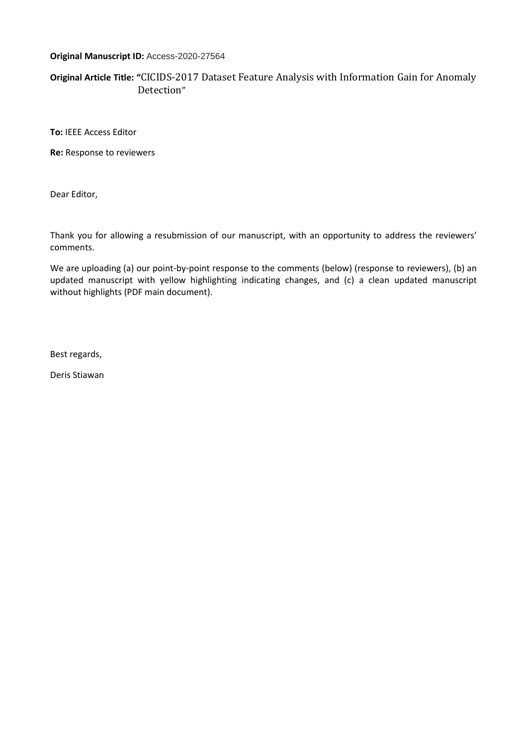**Original Manuscript ID:** Access-2020-27564

**Original Article Title:** "CICIDS-2017 Dataset Feature Analysis with Information Gain for Anomaly Detection"

**To:** IEEE Access Editor

**Re:** Response to reviewers

Dear Editor,

Thank you for allowing a resubmission of our manuscript, with an opportunity to address the reviewers' comments.

We are uploading (a) our point-by-point response to the comments (below) (response to reviewers), (b) an updated manuscript with yellow highlighting indicating changes, and (c) a clean updated manuscript without highlights (PDF main document).

Best regards,

Deris Stiawan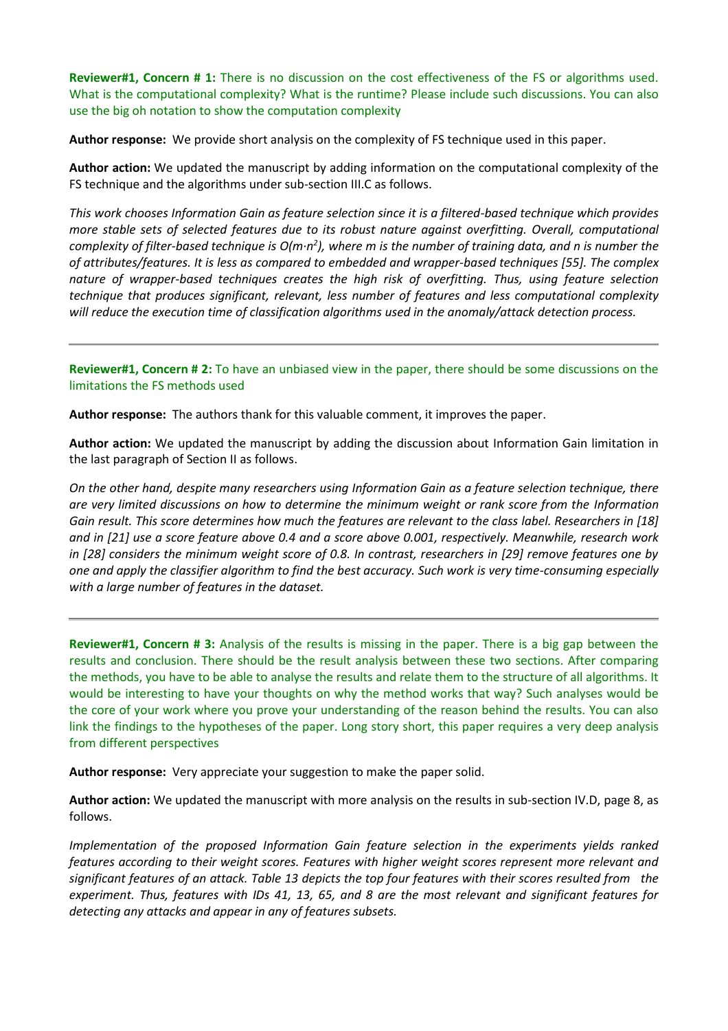**Reviewer#1, Concern # 1:** There is no discussion on the cost effectiveness of the FS or algorithms used. What is the computational complexity? What is the runtime? Please include such discussions. You can also use the big oh notation to show the computation complexity

**Author response:** We provide short analysis on the complexity of FS technique used in this paper.

**Author action:** We updated the manuscript by adding information on the computational complexity of the FS technique and the algorithms under sub-section III.C as follows.

*This work chooses Information Gain as feature selection since it is a filtered-based technique which provides more stable sets of selected features due to its robust nature against overfitting. Overall, computational complexity of filter-based technique is $O(m{\cdot}n^2)$, where m is the number of training data, and n is number the of attributes/features. It is less as compared to embedded and wrapper-based techniques [55]. The complex nature of wrapper-based techniques creates the high risk of overfitting. Thus, using feature selection technique that produces significant, relevant, less number of features and less computational complexity will reduce the execution time of classification algorithms used in the anomaly/attack detection process.*

---

**Reviewer#1, Concern # 2:** To have an unbiased view in the paper, there should be some discussions on the limitations the FS methods used

**Author response:** The authors thank for this valuable comment, it improves the paper.

**Author action:** We updated the manuscript by adding the discussion about Information Gain limitation in the last paragraph of Section II as follows.

*On the other hand, despite many researchers using Information Gain as a feature selection technique, there are very limited discussions on how to determine the minimum weight or rank score from the Information Gain result. This score determines how much the features are relevant to the class label. Researchers in [18] and in [21] use a score feature above 0.4 and a score above 0.001, respectively. Meanwhile, research work in [28] considers the minimum weight score of 0.8. In contrast, researchers in [29] remove features one by one and apply the classifier algorithm to find the best accuracy. Such work is very time-consuming especially with a large number of features in the dataset.*

---

**Reviewer#1, Concern # 3:** Analysis of the results is missing in the paper. There is a big gap between the results and conclusion. There should be the result analysis between these two sections. After comparing the methods, you have to be able to analyse the results and relate them to the structure of all algorithms. It would be interesting to have your thoughts on why the method works that way? Such analyses would be the core of your work where you prove your understanding of the reason behind the results. You can also link the findings to the hypotheses of the paper. Long story short, this paper requires a very deep analysis from different perspectives

**Author response:** Very appreciate your suggestion to make the paper solid.

**Author action:** We updated the manuscript with more analysis on the results in sub-section IV.D, page 8, as follows.

*Implementation of the proposed Information Gain feature selection in the experiments yields ranked features according to their weight scores. Features with higher weight scores represent more relevant and significant features of an attack. Table 13 depicts the top four features with their scores resulted from the experiment. Thus, features with IDs 41, 13, 65, and 8 are the most relevant and significant features for detecting any attacks and appear in any of features subsets.*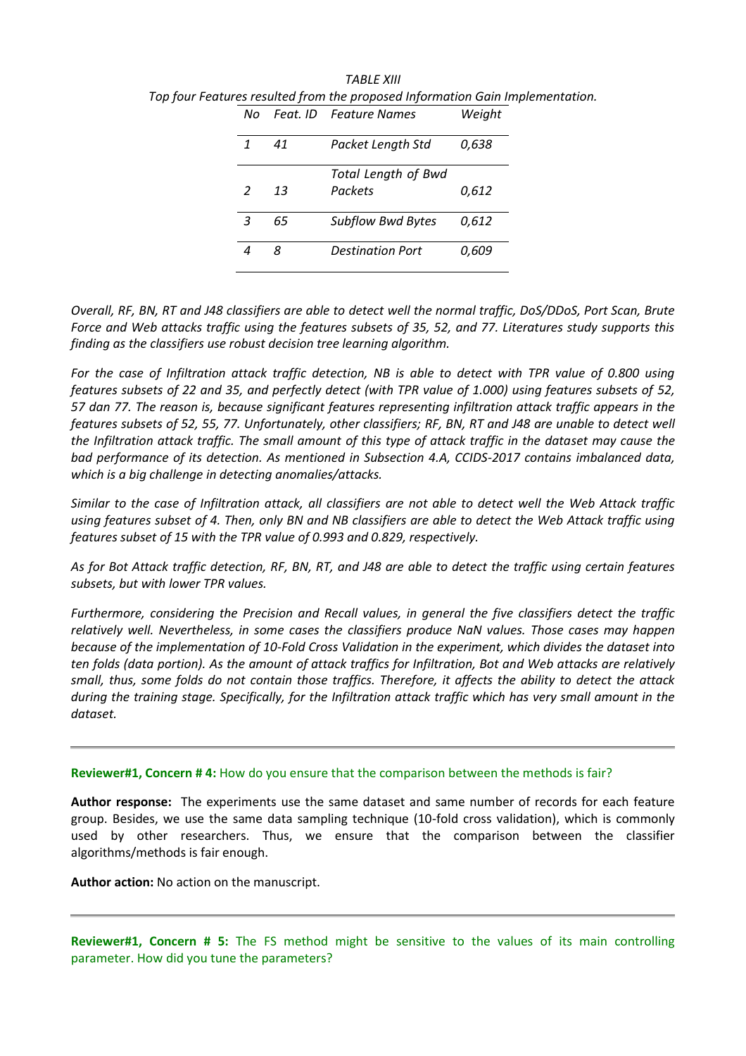*TABLE XIII*

*Top four Features resulted from the proposed Information Gain Implementation.*

| *No* | *Feat. ID* | *Feature Names* | *Weight* |
|---|---|---|---|
| *1* | *41* | *Packet Length Std* | *0,638* |
| *2* | *13* | *Total Length of Bwd Packets* | *0,612* |
| *3* | *65* | *Subflow Bwd Bytes* | *0,612* |
| *4* | *8* | *Destination Port* | *0,609* |

*Overall, RF, BN, RT and J48 classifiers are able to detect well the normal traffic, DoS/DDoS, Port Scan, Brute Force and Web attacks traffic using the features subsets of 35, 52, and 77. Literatures study supports this finding as the classifiers use robust decision tree learning algorithm.*

*For the case of Infiltration attack traffic detection, NB is able to detect with TPR value of 0.800 using features subsets of 22 and 35, and perfectly detect (with TPR value of 1.000) using features subsets of 52, 57 dan 77. The reason is, because significant features representing infiltration attack traffic appears in the features subsets of 52, 55, 77. Unfortunately, other classifiers; RF, BN, RT and J48 are unable to detect well the Infiltration attack traffic. The small amount of this type of attack traffic in the dataset may cause the bad performance of its detection. As mentioned in Subsection 4.A, CCIDS-2017 contains imbalanced data, which is a big challenge in detecting anomalies/attacks.*

*Similar to the case of Infiltration attack, all classifiers are not able to detect well the Web Attack traffic using features subset of 4. Then, only BN and NB classifiers are able to detect the Web Attack traffic using features subset of 15 with the TPR value of 0.993 and 0.829, respectively.*

*As for Bot Attack traffic detection, RF, BN, RT, and J48 are able to detect the traffic using certain features subsets, but with lower TPR values.*

*Furthermore, considering the Precision and Recall values, in general the five classifiers detect the traffic relatively well. Nevertheless, in some cases the classifiers produce NaN values. Those cases may happen because of the implementation of 10-Fold Cross Validation in the experiment, which divides the dataset into ten folds (data portion). As the amount of attack traffics for Infiltration, Bot and Web attacks are relatively small, thus, some folds do not contain those traffics. Therefore, it affects the ability to detect the attack during the training stage. Specifically, for the Infiltration attack traffic which has very small amount in the dataset.*

---

**Reviewer#1, Concern # 4:** How do you ensure that the comparison between the methods is fair?

**Author response:** The experiments use the same dataset and same number of records for each feature group. Besides, we use the same data sampling technique (10-fold cross validation), which is commonly used by other researchers. Thus, we ensure that the comparison between the classifier algorithms/methods is fair enough.

**Author action:** No action on the manuscript.

---

**Reviewer#1, Concern # 5:** The FS method might be sensitive to the values of its main controlling parameter. How did you tune the parameters?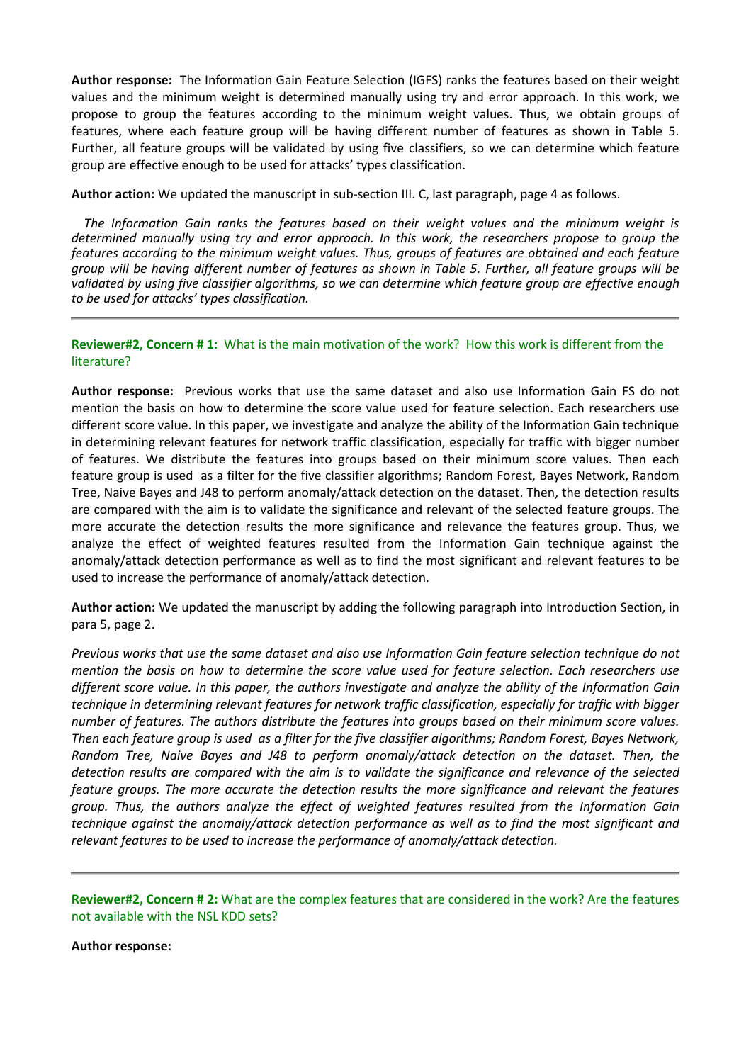**Author response:** The Information Gain Feature Selection (IGFS) ranks the features based on their weight values and the minimum weight is determined manually using try and error approach. In this work, we propose to group the features according to the minimum weight values. Thus, we obtain groups of features, where each feature group will be having different number of features as shown in Table 5. Further, all feature groups will be validated by using five classifiers, so we can determine which feature group are effective enough to be used for attacks' types classification.

**Author action:** We updated the manuscript in sub-section III. C, last paragraph, page 4 as follows.

*The Information Gain ranks the features based on their weight values and the minimum weight is determined manually using try and error approach. In this work, the researchers propose to group the features according to the minimum weight values. Thus, groups of features are obtained and each feature group will be having different number of features as shown in Table 5. Further, all feature groups will be validated by using five classifier algorithms, so we can determine which feature group are effective enough to be used for attacks' types classification.*

---

**Reviewer#2, Concern # 1:** What is the main motivation of the work? How this work is different from the literature?

**Author response:** Previous works that use the same dataset and also use Information Gain FS do not mention the basis on how to determine the score value used for feature selection. Each researchers use different score value. In this paper, we investigate and analyze the ability of the Information Gain technique in determining relevant features for network traffic classification, especially for traffic with bigger number of features. We distribute the features into groups based on their minimum score values. Then each feature group is used as a filter for the five classifier algorithms; Random Forest, Bayes Network, Random Tree, Naive Bayes and J48 to perform anomaly/attack detection on the dataset. Then, the detection results are compared with the aim is to validate the significance and relevant of the selected feature groups. The more accurate the detection results the more significance and relevance the features group. Thus, we analyze the effect of weighted features resulted from the Information Gain technique against the anomaly/attack detection performance as well as to find the most significant and relevant features to be used to increase the performance of anomaly/attack detection.

**Author action:** We updated the manuscript by adding the following paragraph into Introduction Section, in para 5, page 2.

*Previous works that use the same dataset and also use Information Gain feature selection technique do not mention the basis on how to determine the score value used for feature selection. Each researchers use different score value. In this paper, the authors investigate and analyze the ability of the Information Gain technique in determining relevant features for network traffic classification, especially for traffic with bigger number of features. The authors distribute the features into groups based on their minimum score values. Then each feature group is used as a filter for the five classifier algorithms; Random Forest, Bayes Network, Random Tree, Naive Bayes and J48 to perform anomaly/attack detection on the dataset. Then, the detection results are compared with the aim is to validate the significance and relevance of the selected feature groups. The more accurate the detection results the more significance and relevant the features group. Thus, the authors analyze the effect of weighted features resulted from the Information Gain technique against the anomaly/attack detection performance as well as to find the most significant and relevant features to be used to increase the performance of anomaly/attack detection.*

---

**Reviewer#2, Concern # 2:** What are the complex features that are considered in the work? Are the features not available with the NSL KDD sets?

**Author response:**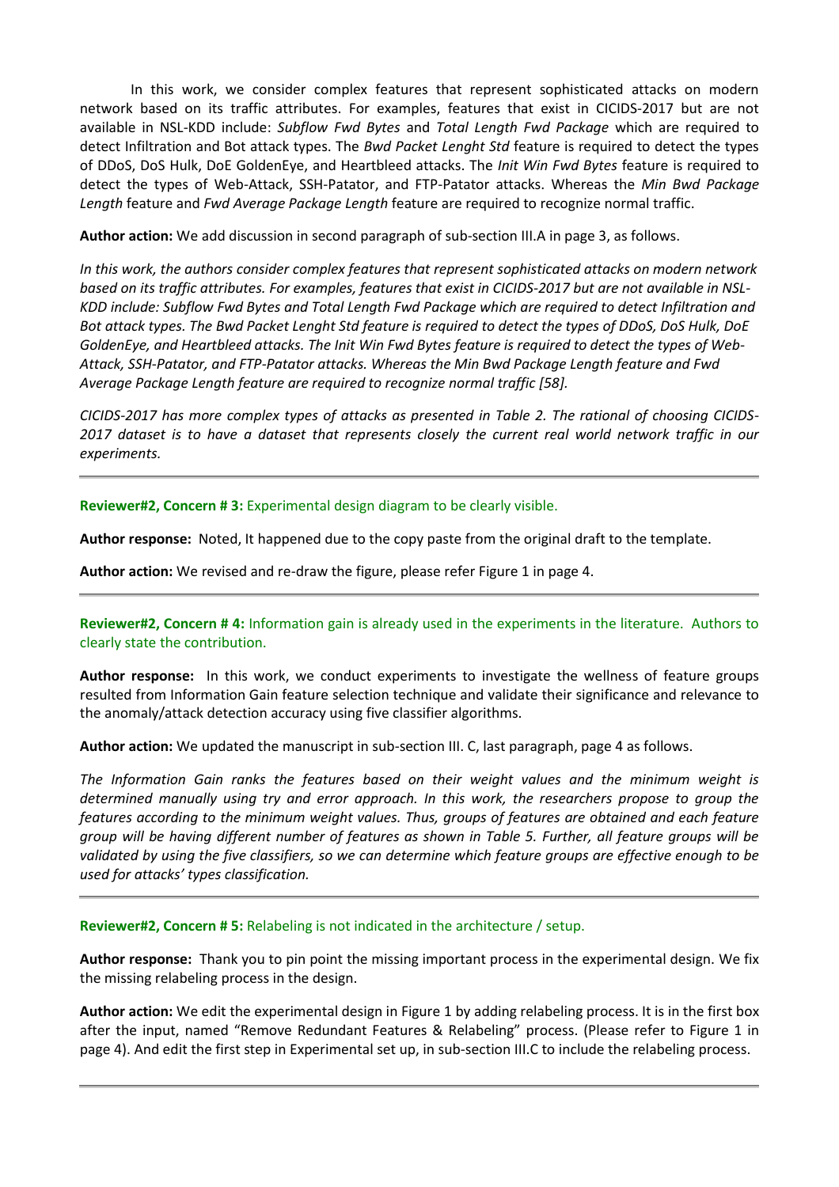In this work, we consider complex features that represent sophisticated attacks on modern network based on its traffic attributes. For examples, features that exist in CICIDS-2017 but are not available in NSL-KDD include: *Subflow Fwd Bytes* and *Total Length Fwd Package* which are required to detect Infiltration and Bot attack types. The *Bwd Packet Lenght Std* feature is required to detect the types of DDoS, DoS Hulk, DoE GoldenEye, and Heartbleed attacks. The *Init Win Fwd Bytes* feature is required to detect the types of Web-Attack, SSH-Patator, and FTP-Patator attacks. Whereas the *Min Bwd Package Length* feature and *Fwd Average Package Length* feature are required to recognize normal traffic.

**Author action:** We add discussion in second paragraph of sub-section III.A in page 3, as follows.

*In this work, the authors consider complex features that represent sophisticated attacks on modern network based on its traffic attributes. For examples, features that exist in CICIDS-2017 but are not available in NSL-KDD include: Subflow Fwd Bytes and Total Length Fwd Package which are required to detect Infiltration and Bot attack types. The Bwd Packet Lenght Std feature is required to detect the types of DDoS, DoS Hulk, DoE GoldenEye, and Heartbleed attacks. The Init Win Fwd Bytes feature is required to detect the types of Web-Attack, SSH-Patator, and FTP-Patator attacks. Whereas the Min Bwd Package Length feature and Fwd Average Package Length feature are required to recognize normal traffic [58].*

*CICIDS-2017 has more complex types of attacks as presented in Table 2. The rational of choosing CICIDS-2017 dataset is to have a dataset that represents closely the current real world network traffic in our experiments.*

---

**Reviewer#2, Concern # 3:** Experimental design diagram to be clearly visible.

**Author response:** Noted, It happened due to the copy paste from the original draft to the template.

**Author action:** We revised and re-draw the figure, please refer Figure 1 in page 4.

---

**Reviewer#2, Concern # 4:** Information gain is already used in the experiments in the literature. Authors to clearly state the contribution.

**Author response:** In this work, we conduct experiments to investigate the wellness of feature groups resulted from Information Gain feature selection technique and validate their significance and relevance to the anomaly/attack detection accuracy using five classifier algorithms.

**Author action:** We updated the manuscript in sub-section III. C, last paragraph, page 4 as follows.

*The Information Gain ranks the features based on their weight values and the minimum weight is determined manually using try and error approach. In this work, the researchers propose to group the features according to the minimum weight values. Thus, groups of features are obtained and each feature group will be having different number of features as shown in Table 5. Further, all feature groups will be validated by using the five classifiers, so we can determine which feature groups are effective enough to be used for attacks' types classification.*

---

**Reviewer#2, Concern # 5:** Relabeling is not indicated in the architecture / setup.

**Author response:** Thank you to pin point the missing important process in the experimental design. We fix the missing relabeling process in the design.

**Author action:** We edit the experimental design in Figure 1 by adding relabeling process. It is in the first box after the input, named "Remove Redundant Features & Relabeling" process. (Please refer to Figure 1 in page 4). And edit the first step in Experimental set up, in sub-section III.C to include the relabeling process.

---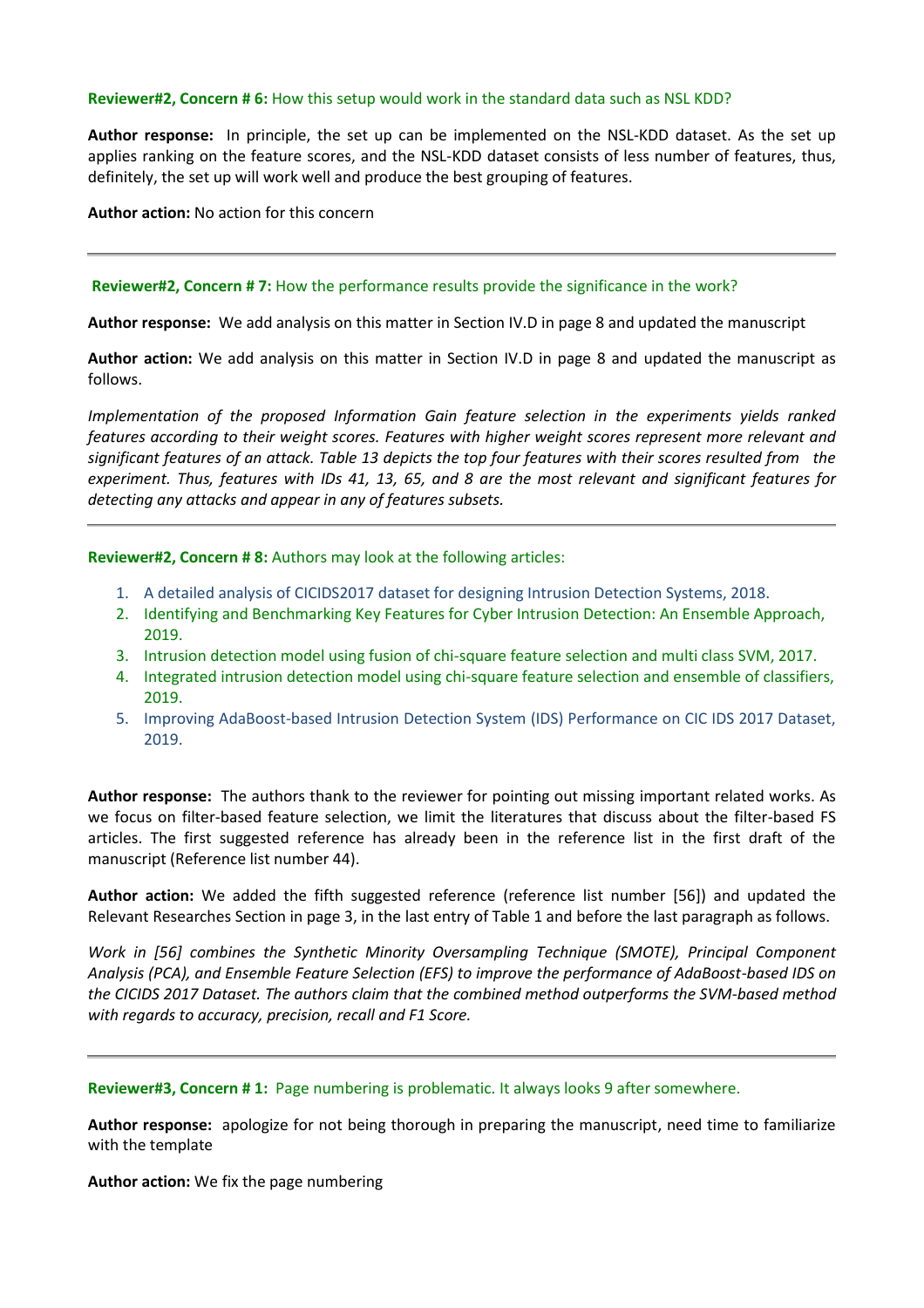**Reviewer#2, Concern # 6:** How this setup would work in the standard data such as NSL KDD?

**Author response:** In principle, the set up can be implemented on the NSL-KDD dataset. As the set up applies ranking on the feature scores, and the NSL-KDD dataset consists of less number of features, thus, definitely, the set up will work well and produce the best grouping of features.

**Author action:** No action for this concern

---

**Reviewer#2, Concern # 7:** How the performance results provide the significance in the work?

**Author response:** We add analysis on this matter in Section IV.D in page 8 and updated the manuscript

**Author action:** We add analysis on this matter in Section IV.D in page 8 and updated the manuscript as follows.

*Implementation of the proposed Information Gain feature selection in the experiments yields ranked features according to their weight scores. Features with higher weight scores represent more relevant and significant features of an attack. Table 13 depicts the top four features with their scores resulted from the experiment. Thus, features with IDs 41, 13, 65, and 8 are the most relevant and significant features for detecting any attacks and appear in any of features subsets.*

---

**Reviewer#2, Concern # 8:** Authors may look at the following articles:

1. A detailed analysis of CICIDS2017 dataset for designing Intrusion Detection Systems, 2018.
2. Identifying and Benchmarking Key Features for Cyber Intrusion Detection: An Ensemble Approach, 2019.
3. Intrusion detection model using fusion of chi-square feature selection and multi class SVM, 2017.
4. Integrated intrusion detection model using chi-square feature selection and ensemble of classifiers, 2019.
5. Improving AdaBoost-based Intrusion Detection System (IDS) Performance on CIC IDS 2017 Dataset, 2019.

**Author response:** The authors thank to the reviewer for pointing out missing important related works. As we focus on filter-based feature selection, we limit the literatures that discuss about the filter-based FS articles. The first suggested reference has already been in the reference list in the first draft of the manuscript (Reference list number 44).

**Author action:** We added the fifth suggested reference (reference list number [56]) and updated the Relevant Researches Section in page 3, in the last entry of Table 1 and before the last paragraph as follows.

*Work in [56] combines the Synthetic Minority Oversampling Technique (SMOTE), Principal Component Analysis (PCA), and Ensemble Feature Selection (EFS) to improve the performance of AdaBoost-based IDS on the CICIDS 2017 Dataset. The authors claim that the combined method outperforms the SVM-based method with regards to accuracy, precision, recall and F1 Score.*

---

**Reviewer#3, Concern # 1:** Page numbering is problematic. It always looks 9 after somewhere.

**Author response:** apologize for not being thorough in preparing the manuscript, need time to familiarize with the template

**Author action:** We fix the page numbering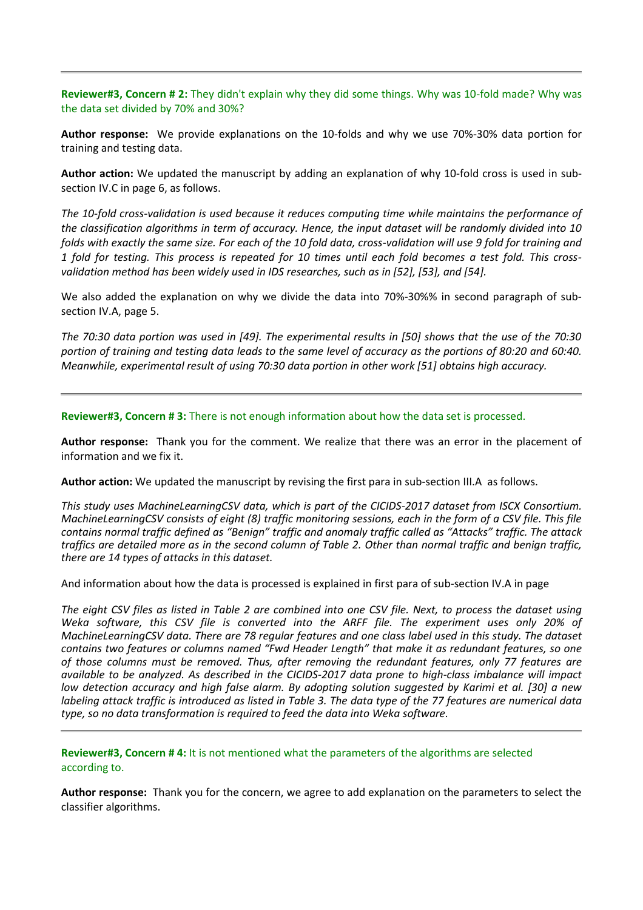---

**Reviewer#3, Concern # 2:** They didn't explain why they did some things. Why was 10-fold made? Why was the data set divided by 70% and 30%?

**Author response:** We provide explanations on the 10-folds and why we use 70%-30% data portion for training and testing data.

**Author action:** We updated the manuscript by adding an explanation of why 10-fold cross is used in sub-section IV.C in page 6, as follows.

*The 10-fold cross-validation is used because it reduces computing time while maintains the performance of the classification algorithms in term of accuracy. Hence, the input dataset will be randomly divided into 10 folds with exactly the same size. For each of the 10 fold data, cross-validation will use 9 fold for training and 1 fold for testing. This process is repeated for 10 times until each fold becomes a test fold. This cross-validation method has been widely used in IDS researches, such as in [52], [53], and [54].*

We also added the explanation on why we divide the data into 70%-30%% in second paragraph of sub-section IV.A, page 5.

*The 70:30 data portion was used in [49]. The experimental results in [50] shows that the use of the 70:30 portion of training and testing data leads to the same level of accuracy as the portions of 80:20 and 60:40. Meanwhile, experimental result of using 70:30 data portion in other work [51] obtains high accuracy.*

---

**Reviewer#3, Concern # 3:** There is not enough information about how the data set is processed.

**Author response:** Thank you for the comment. We realize that there was an error in the placement of information and we fix it.

**Author action:** We updated the manuscript by revising the first para in sub-section III.A as follows.

*This study uses MachineLearningCSV data, which is part of the CICIDS-2017 dataset from ISCX Consortium. MachineLearningCSV consists of eight (8) traffic monitoring sessions, each in the form of a CSV file. This file contains normal traffic defined as "Benign" traffic and anomaly traffic called as "Attacks" traffic. The attack traffics are detailed more as in the second column of Table 2. Other than normal traffic and benign traffic, there are 14 types of attacks in this dataset.*

And information about how the data is processed is explained in first para of sub-section IV.A in page

*The eight CSV files as listed in Table 2 are combined into one CSV file. Next, to process the dataset using Weka software, this CSV file is converted into the ARFF file. The experiment uses only 20% of MachineLearningCSV data. There are 78 regular features and one class label used in this study. The dataset contains two features or columns named "Fwd Header Length" that make it as redundant features, so one of those columns must be removed. Thus, after removing the redundant features, only 77 features are available to be analyzed. As described in the CICIDS-2017 data prone to high-class imbalance will impact low detection accuracy and high false alarm. By adopting solution suggested by Karimi et al. [30] a new labeling attack traffic is introduced as listed in Table 3. The data type of the 77 features are numerical data type, so no data transformation is required to feed the data into Weka software.*

---

**Reviewer#3, Concern # 4:** It is not mentioned what the parameters of the algorithms are selected according to.

**Author response:** Thank you for the concern, we agree to add explanation on the parameters to select the classifier algorithms.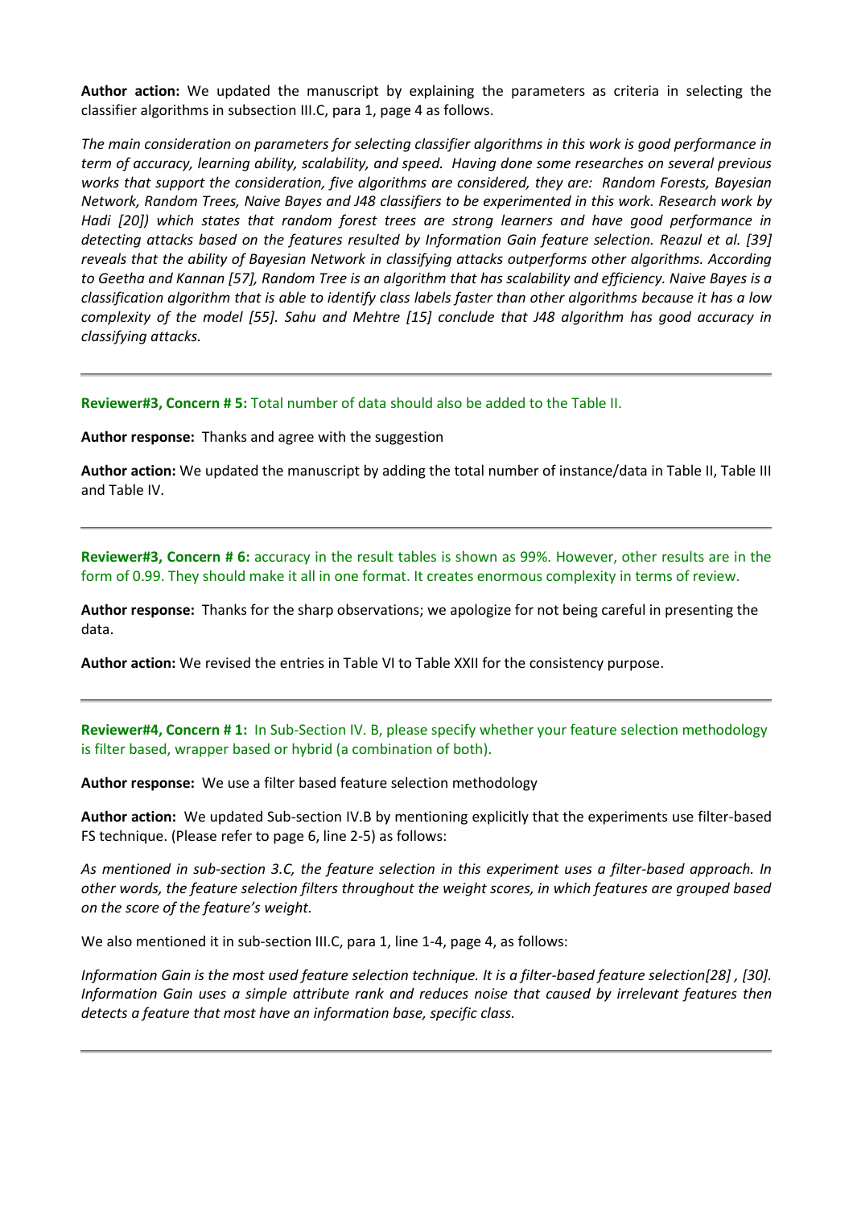**Author action:** We updated the manuscript by explaining the parameters as criteria in selecting the classifier algorithms in subsection III.C, para 1, page 4 as follows.

*The main consideration on parameters for selecting classifier algorithms in this work is good performance in term of accuracy, learning ability, scalability, and speed. Having done some researches on several previous works that support the consideration, five algorithms are considered, they are: Random Forests, Bayesian Network, Random Trees, Naive Bayes and J48 classifiers to be experimented in this work. Research work by Hadi [20]) which states that random forest trees are strong learners and have good performance in detecting attacks based on the features resulted by Information Gain feature selection. Reazul et al. [39] reveals that the ability of Bayesian Network in classifying attacks outperforms other algorithms. According to Geetha and Kannan [57], Random Tree is an algorithm that has scalability and efficiency. Naive Bayes is a classification algorithm that is able to identify class labels faster than other algorithms because it has a low complexity of the model [55]. Sahu and Mehtre [15] conclude that J48 algorithm has good accuracy in classifying attacks.*

---

**Reviewer#3, Concern # 5:** Total number of data should also be added to the Table II.

**Author response:** Thanks and agree with the suggestion

**Author action:** We updated the manuscript by adding the total number of instance/data in Table II, Table III and Table IV.

---

**Reviewer#3, Concern # 6:** accuracy in the result tables is shown as 99%. However, other results are in the form of 0.99. They should make it all in one format. It creates enormous complexity in terms of review.

**Author response:** Thanks for the sharp observations; we apologize for not being careful in presenting the data.

**Author action:** We revised the entries in Table VI to Table XXII for the consistency purpose.

---

**Reviewer#4, Concern # 1:** In Sub-Section IV. B, please specify whether your feature selection methodology is filter based, wrapper based or hybrid (a combination of both).

**Author response:** We use a filter based feature selection methodology

**Author action:** We updated Sub-section IV.B by mentioning explicitly that the experiments use filter-based FS technique. (Please refer to page 6, line 2-5) as follows:

*As mentioned in sub-section 3.C, the feature selection in this experiment uses a filter-based approach. In other words, the feature selection filters throughout the weight scores, in which features are grouped based on the score of the feature's weight.*

We also mentioned it in sub-section III.C, para 1, line 1-4, page 4, as follows:

*Information Gain is the most used feature selection technique. It is a filter-based feature selection[28] , [30]. Information Gain uses a simple attribute rank and reduces noise that caused by irrelevant features then detects a feature that most have an information base, specific class.*

---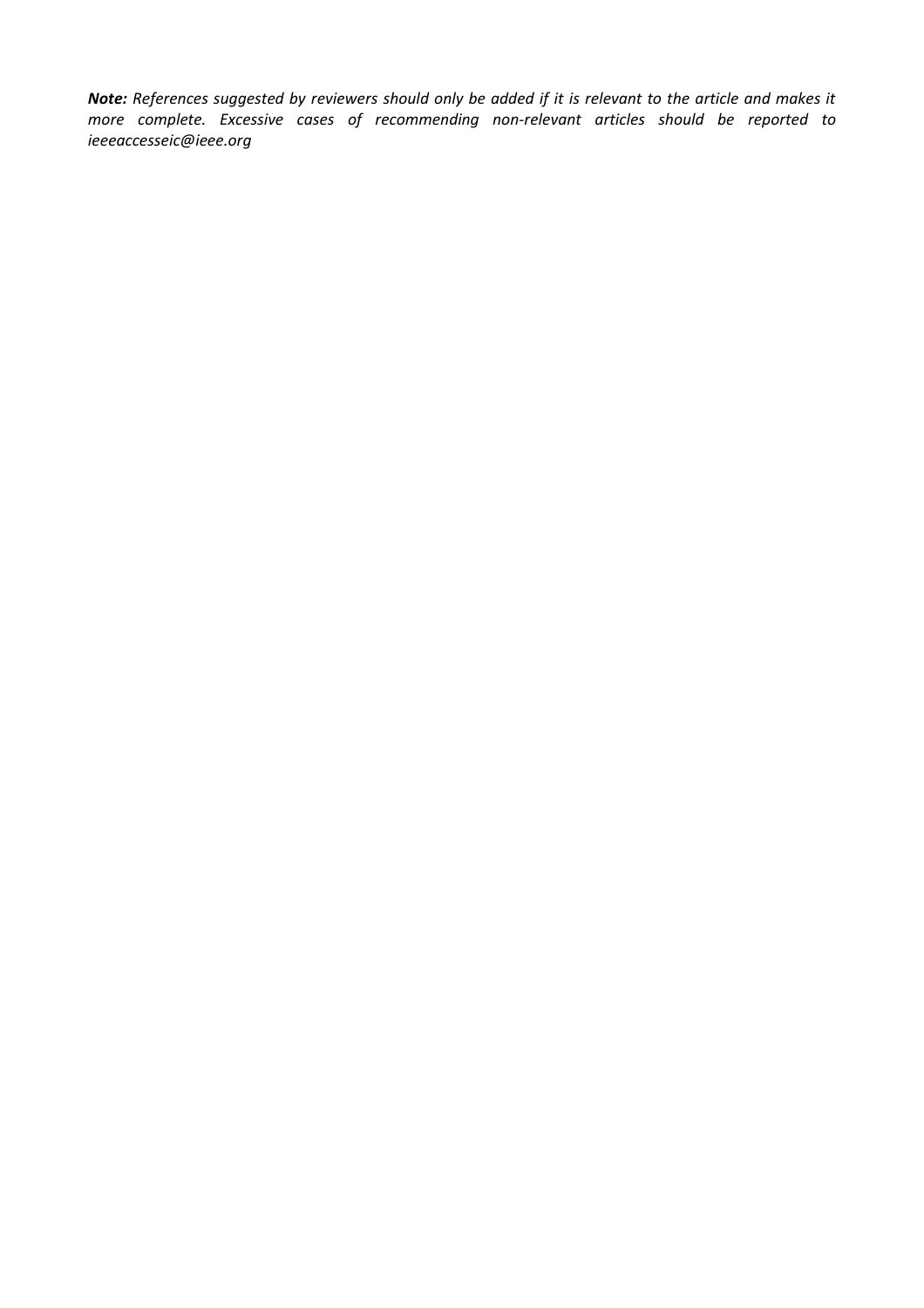***Note:** References suggested by reviewers should only be added if it is relevant to the article and makes it more complete. Excessive cases of recommending non-relevant articles should be reported to ieeeaccesseic@ieee.org*